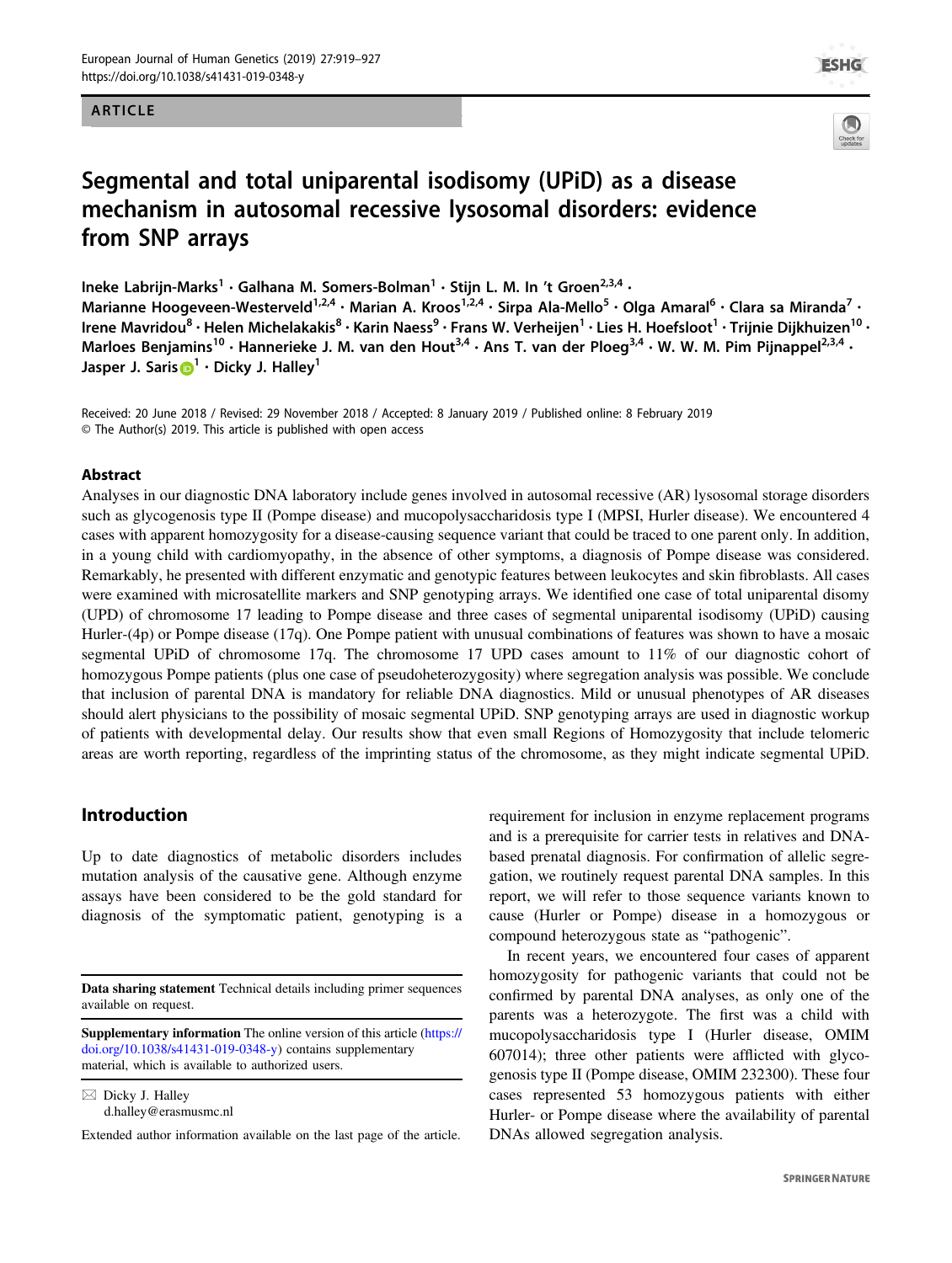ARTICLE

# Segmental and total uniparental isodisomy (UPiD) as a disease mechanism in autosomal recessive lysosomal disorders: evidence from SNP arrays

Ineke Labrijn-Marks[1] · Galhana M. Somers-Bolman[1] · Stijn L. M. In 't Groen[2,3,4] · Marianne Hoogeveen-Westerveld[1,2,4] · Marian A. Kroos[1,2,4] · Sirpa Ala-Mello[5] · Olga Amaral[6] · Clara sa Miranda[7] · Irene Mavridou[8] · Helen Michelakakis[8] · Karin Naess[9] · Frans W. Verheijen[1] · Lies H. Hoefsloot[1] · Trijnie Dijkhuizen[10] · Marloes Benjamins[10] · Hannerieke J. M. van den Hout[3,4] · Ans T. van der Ploeg[3,4] · W. W. M. Pim Pijnappel[2,3,4] · Jasper J. Saris[1] · Dicky J. Halley[1]

Received: 20 June 2018 / Revised: 29 November 2018 / Accepted: 8 January 2019 / Published online: 8 February 2019
© The Author(s) 2019. This article is published with open access

## Abstract

Analyses in our diagnostic DNA laboratory include genes involved in autosomal recessive (AR) lysosomal storage disorders such as glycogenosis type II (Pompe disease) and mucopolysaccharidosis type I (MPSI, Hurler disease). We encountered 4 cases with apparent homozygosity for a disease-causing sequence variant that could be traced to one parent only. In addition, in a young child with cardiomyopathy, in the absence of other symptoms, a diagnosis of Pompe disease was considered. Remarkably, he presented with different enzymatic and genotypic features between leukocytes and skin fibroblasts. All cases were examined with microsatellite markers and SNP genotyping arrays. We identified one case of total uniparental disomy (UPD) of chromosome 17 leading to Pompe disease and three cases of segmental uniparental isodisomy (UPiD) causing Hurler-(4p) or Pompe disease (17q). One Pompe patient with unusual combinations of features was shown to have a mosaic segmental UPiD of chromosome 17q. The chromosome 17 UPD cases amount to 11% of our diagnostic cohort of homozygous Pompe patients (plus one case of pseudoheterozygosity) where segregation analysis was possible. We conclude that inclusion of parental DNA is mandatory for reliable DNA diagnostics. Mild or unusual phenotypes of AR diseases should alert physicians to the possibility of mosaic segmental UPiD. SNP genotyping arrays are used in diagnostic workup of patients with developmental delay. Our results show that even small Regions of Homozygosity that include telomeric areas are worth reporting, regardless of the imprinting status of the chromosome, as they might indicate segmental UPiD.

## Introduction

Up to date diagnostics of metabolic disorders includes mutation analysis of the causative gene. Although enzyme assays have been considered to be the gold standard for diagnosis of the symptomatic patient, genotyping is a requirement for inclusion in enzyme replacement programs and is a prerequisite for carrier tests in relatives and DNA-based prenatal diagnosis. For confirmation of allelic segregation, we routinely request parental DNA samples. In this report, we will refer to those sequence variants known to cause (Hurler or Pompe) disease in a homozygous or compound heterozygous state as "pathogenic".

In recent years, we encountered four cases of apparent homozygosity for pathogenic variants that could not be confirmed by parental DNA analyses, as only one of the parents was a heterozygote. The first was a child with mucopolysaccharidosis type I (Hurler disease, OMIM 607014); three other patients were afflicted with glycogenosis type II (Pompe disease, OMIM 232300). These four cases represented 53 homozygous patients with either Hurler- or Pompe disease where the availability of parental DNAs allowed segregation analysis.

---

**Data sharing statement** Technical details including primer sequences available on request.

**Supplementary information** The online version of this article (https://doi.org/10.1038/s41431-019-0348-y) contains supplementary material, which is available to authorized users.

✉ Dicky J. Halley
d.halley@erasmusmc.nl

Extended author information available on the last page of the article.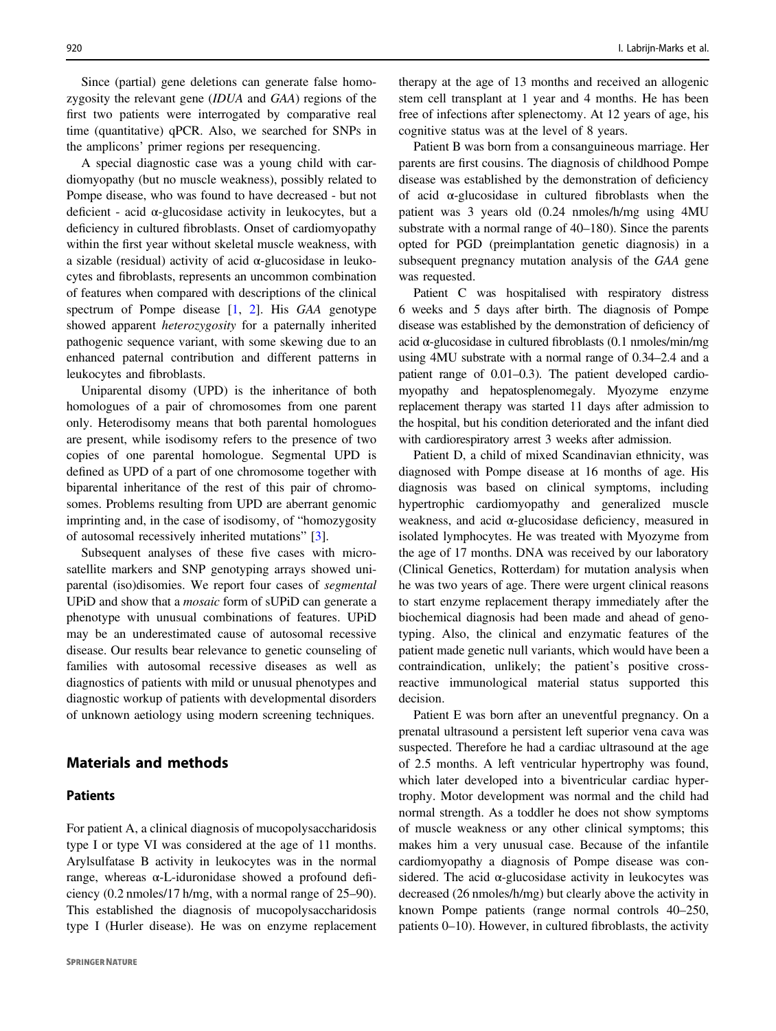Since (partial) gene deletions can generate false homozygosity the relevant gene (*IDUA* and *GAA*) regions of the first two patients were interrogated by comparative real time (quantitative) qPCR. Also, we searched for SNPs in the amplicons' primer regions per resequencing.

A special diagnostic case was a young child with cardiomyopathy (but no muscle weakness), possibly related to Pompe disease, who was found to have decreased - but not deficient - acid α-glucosidase activity in leukocytes, but a deficiency in cultured fibroblasts. Onset of cardiomyopathy within the first year without skeletal muscle weakness, with a sizable (residual) activity of acid α-glucosidase in leukocytes and fibroblasts, represents an uncommon combination of features when compared with descriptions of the clinical spectrum of Pompe disease [1, 2]. His *GAA* genotype showed apparent *heterozygosity* for a paternally inherited pathogenic sequence variant, with some skewing due to an enhanced paternal contribution and different patterns in leukocytes and fibroblasts.

Uniparental disomy (UPD) is the inheritance of both homologues of a pair of chromosomes from one parent only. Heterodisomy means that both parental homologues are present, while isodisomy refers to the presence of two copies of one parental homologue. Segmental UPD is defined as UPD of a part of one chromosome together with biparental inheritance of the rest of this pair of chromosomes. Problems resulting from UPD are aberrant genomic imprinting and, in the case of isodisomy, of "homozygosity of autosomal recessively inherited mutations" [3].

Subsequent analyses of these five cases with microsatellite markers and SNP genotyping arrays showed uniparental (iso)disomies. We report four cases of *segmental* UPiD and show that a *mosaic* form of sUPiD can generate a phenotype with unusual combinations of features. UPiD may be an underestimated cause of autosomal recessive disease. Our results bear relevance to genetic counseling of families with autosomal recessive diseases as well as diagnostics of patients with mild or unusual phenotypes and diagnostic workup of patients with developmental disorders of unknown aetiology using modern screening techniques.

## Materials and methods

### Patients

For patient A, a clinical diagnosis of mucopolysaccharidosis type I or type VI was considered at the age of 11 months. Arylsulfatase B activity in leukocytes was in the normal range, whereas α-L-iduronidase showed a profound deficiency (0.2 nmoles/17 h/mg, with a normal range of 25–90). This established the diagnosis of mucopolysaccharidosis type I (Hurler disease). He was on enzyme replacement therapy at the age of 13 months and received an allogenic stem cell transplant at 1 year and 4 months. He has been free of infections after splenectomy. At 12 years of age, his cognitive status was at the level of 8 years.

Patient B was born from a consanguineous marriage. Her parents are first cousins. The diagnosis of childhood Pompe disease was established by the demonstration of deficiency of acid α-glucosidase in cultured fibroblasts when the patient was 3 years old (0.24 nmoles/h/mg using 4MU substrate with a normal range of 40–180). Since the parents opted for PGD (preimplantation genetic diagnosis) in a subsequent pregnancy mutation analysis of the *GAA* gene was requested.

Patient C was hospitalised with respiratory distress 6 weeks and 5 days after birth. The diagnosis of Pompe disease was established by the demonstration of deficiency of acid α-glucosidase in cultured fibroblasts (0.1 nmoles/min/mg using 4MU substrate with a normal range of 0.34–2.4 and a patient range of 0.01–0.3). The patient developed cardiomyopathy and hepatosplenomegaly. Myozyme enzyme replacement therapy was started 11 days after admission to the hospital, but his condition deteriorated and the infant died with cardiorespiratory arrest 3 weeks after admission.

Patient D, a child of mixed Scandinavian ethnicity, was diagnosed with Pompe disease at 16 months of age. His diagnosis was based on clinical symptoms, including hypertrophic cardiomyopathy and generalized muscle weakness, and acid α-glucosidase deficiency, measured in isolated lymphocytes. He was treated with Myozyme from the age of 17 months. DNA was received by our laboratory (Clinical Genetics, Rotterdam) for mutation analysis when he was two years of age. There were urgent clinical reasons to start enzyme replacement therapy immediately after the biochemical diagnosis had been made and ahead of genotyping. Also, the clinical and enzymatic features of the patient made genetic null variants, which would have been a contraindication, unlikely; the patient's positive cross-reactive immunological material status supported this decision.

Patient E was born after an uneventful pregnancy. On a prenatal ultrasound a persistent left superior vena cava was suspected. Therefore he had a cardiac ultrasound at the age of 2.5 months. A left ventricular hypertrophy was found, which later developed into a biventricular cardiac hypertrophy. Motor development was normal and the child had normal strength. As a toddler he does not show symptoms of muscle weakness or any other clinical symptoms; this makes him a very unusual case. Because of the infantile cardiomyopathy a diagnosis of Pompe disease was considered. The acid α-glucosidase activity in leukocytes was decreased (26 nmoles/h/mg) but clearly above the activity in known Pompe patients (range normal controls 40–250, patients 0–10). However, in cultured fibroblasts, the activity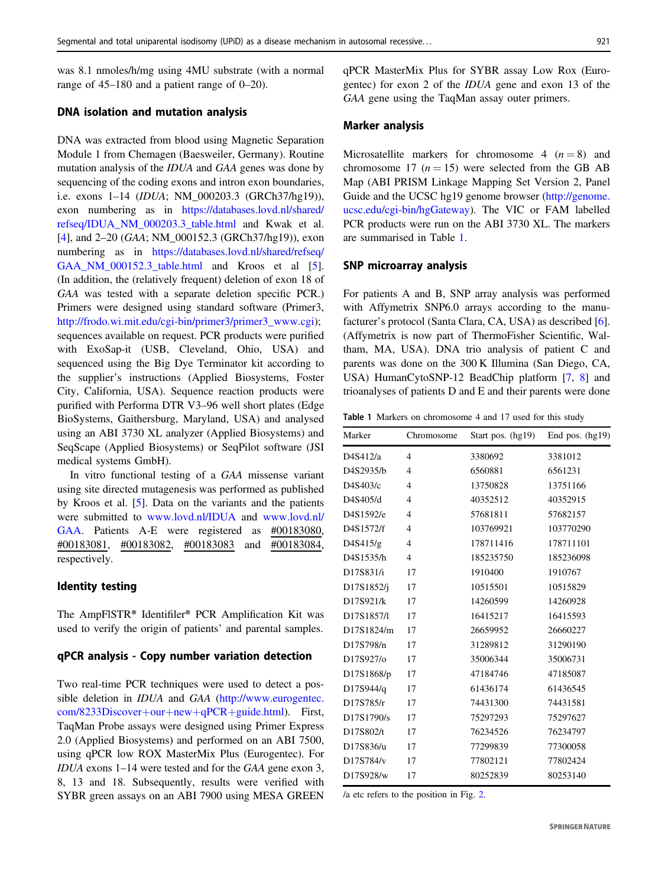was 8.1 nmoles/h/mg using 4MU substrate (with a normal range of 45–180 and a patient range of 0–20).

### DNA isolation and mutation analysis

DNA was extracted from blood using Magnetic Separation Module 1 from Chemagen (Baesweiler, Germany). Routine mutation analysis of the *IDUA* and *GAA* genes was done by sequencing of the coding exons and intron exon boundaries, i.e. exons 1–14 (*IDUA*; NM_000203.3 (GRCh37/hg19)), exon numbering as in https://databases.lovd.nl/shared/refseq/IDUA_NM_000203.3_table.html and Kwak et al. [4], and 2–20 (*GAA*; NM_000152.3 (GRCh37/hg19)), exon numbering as in https://databases.lovd.nl/shared/refseq/GAA_NM_000152.3_table.html and Kroos et al [5]. (In addition, the (relatively frequent) deletion of exon 18 of *GAA* was tested with a separate deletion specific PCR.) Primers were designed using standard software (Primer3, http://frodo.wi.mit.edu/cgi-bin/primer3/primer3_www.cgi); sequences available on request. PCR products were purified with ExoSap-it (USB, Cleveland, Ohio, USA) and sequenced using the Big Dye Terminator kit according to the supplier's instructions (Applied Biosystems, Foster City, California, USA). Sequence reaction products were purified with Performa DTR V3–96 well short plates (Edge BioSystems, Gaithersburg, Maryland, USA) and analysed using an ABI 3730 XL analyzer (Applied Biosystems) and SeqScape (Applied Biosystems) or SeqPilot software (JSI medical systems GmbH).

In vitro functional testing of a *GAA* missense variant using site directed mutagenesis was performed as published by Kroos et al. [5]. Data on the variants and the patients were submitted to www.lovd.nl/IDUA and www.lovd.nl/GAA. Patients A-E were registered as #00183080, #00183081, #00183082, #00183083 and #00183084, respectively.

### Identity testing

The AmpFlSTR® Identifiler® PCR Amplification Kit was used to verify the origin of patients' and parental samples.

### qPCR analysis - Copy number variation detection

Two real-time PCR techniques were used to detect a possible deletion in *IDUA* and *GAA* (http://www.eurogentec.com/8233Discover+our+new+qPCR+guide.html). First, TaqMan Probe assays were designed using Primer Express 2.0 (Applied Biosystems) and performed on an ABI 7500, using qPCR low ROX MasterMix Plus (Eurogentec). For *IDUA* exons 1–14 were tested and for the *GAA* gene exon 3, 8, 13 and 18. Subsequently, results were verified with SYBR green assays on an ABI 7900 using MESA GREEN qPCR MasterMix Plus for SYBR assay Low Rox (Eurogentec) for exon 2 of the *IDUA* gene and exon 13 of the *GAA* gene using the TaqMan assay outer primers.

### Marker analysis

Microsatellite markers for chromosome 4 ($n = 8$) and chromosome 17 ($n = 15$) were selected from the GB AB Map (ABI PRISM Linkage Mapping Set Version 2, Panel Guide and the UCSC hg19 genome browser (http://genome.ucsc.edu/cgi-bin/hgGateway). The VIC or FAM labelled PCR products were run on the ABI 3730 XL. The markers are summarised in Table 1.

### SNP microarray analysis

For patients A and B, SNP array analysis was performed with Affymetrix SNP6.0 arrays according to the manufacturer's protocol (Santa Clara, CA, USA) as described [6]. (Affymetrix is now part of ThermoFisher Scientific, Waltham, MA, USA). DNA trio analysis of patient C and parents was done on the 300 K Illumina (San Diego, CA, USA) HumanCytoSNP-12 BeadChip platform [7, 8] and trioanalyses of patients D and E and their parents were done

**Table 1** Markers on chromosome 4 and 17 used for this study

| Marker | Chromosome | Start pos. (hg19) | End pos. (hg19) |
|---|---|---|---|
| D4S412/a | 4 | 3380692 | 3381012 |
| D4S2935/b | 4 | 6560881 | 6561231 |
| D4S403/c | 4 | 13750828 | 13751166 |
| D4S405/d | 4 | 40352512 | 40352915 |
| D4S1592/e | 4 | 57681811 | 57682157 |
| D4S1572/f | 4 | 103769921 | 103770290 |
| D4S415/g | 4 | 178711416 | 178711101 |
| D4S1535/h | 4 | 185235750 | 185236098 |
| D17S831/i | 17 | 1910400 | 1910767 |
| D17S1852/j | 17 | 10515501 | 10515829 |
| D17S921/k | 17 | 14260599 | 14260928 |
| D17S1857/l | 17 | 16415217 | 16415593 |
| D17S1824/m | 17 | 26659952 | 26660227 |
| D17S798/n | 17 | 31289812 | 31290190 |
| D17S927/o | 17 | 35006344 | 35006731 |
| D17S1868/p | 17 | 47184746 | 47185087 |
| D17S944/q | 17 | 61436174 | 61436545 |
| D17S785/r | 17 | 74431300 | 74431581 |
| D17S1790/s | 17 | 75297293 | 75297627 |
| D17S802/t | 17 | 76234526 | 76234797 |
| D17S836/u | 17 | 77299839 | 77300058 |
| D17S784/v | 17 | 77802121 | 77802424 |
| D17S928/w | 17 | 80252839 | 80253140 |

/a etc refers to the position in Fig. 2.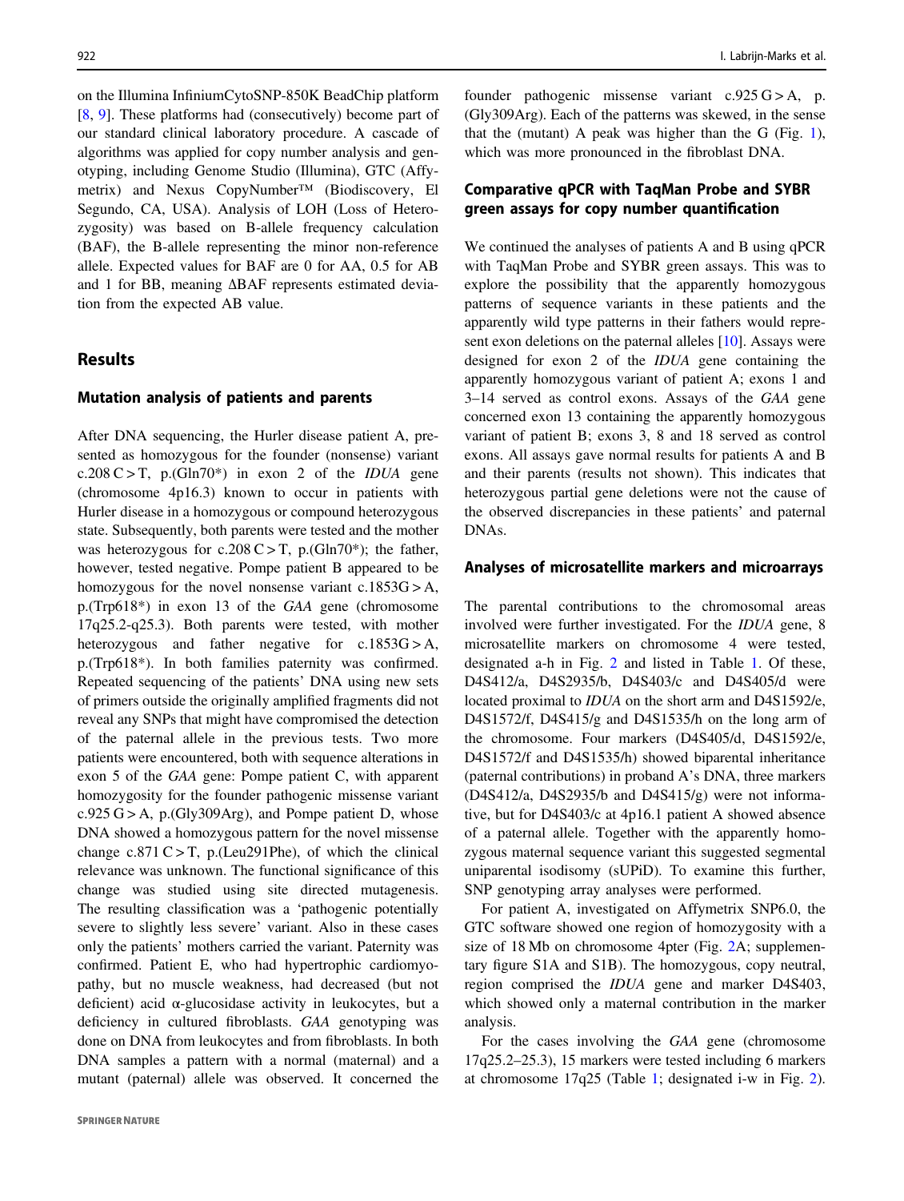on the Illumina InfiniumCytoSNP-850K BeadChip platform [8, 9]. These platforms had (consecutively) become part of our standard clinical laboratory procedure. A cascade of algorithms was applied for copy number analysis and genotyping, including Genome Studio (Illumina), GTC (Affymetrix) and Nexus CopyNumber™ (Biodiscovery, El Segundo, CA, USA). Analysis of LOH (Loss of Heterozygosity) was based on B-allele frequency calculation (BAF), the B-allele representing the minor non-reference allele. Expected values for BAF are 0 for AA, 0.5 for AB and 1 for BB, meaning ΔBAF represents estimated deviation from the expected AB value.

## Results

### Mutation analysis of patients and parents

After DNA sequencing, the Hurler disease patient A, presented as homozygous for the founder (nonsense) variant c.208 C > T, p.(Gln70*) in exon 2 of the *IDUA* gene (chromosome 4p16.3) known to occur in patients with Hurler disease in a homozygous or compound heterozygous state. Subsequently, both parents were tested and the mother was heterozygous for c.208 C > T, p.(Gln70*); the father, however, tested negative. Pompe patient B appeared to be homozygous for the novel nonsense variant c.1853G > A, p.(Trp618*) in exon 13 of the *GAA* gene (chromosome 17q25.2-q25.3). Both parents were tested, with mother heterozygous and father negative for c.1853G > A, p.(Trp618*). In both families paternity was confirmed. Repeated sequencing of the patients' DNA using new sets of primers outside the originally amplified fragments did not reveal any SNPs that might have compromised the detection of the paternal allele in the previous tests. Two more patients were encountered, both with sequence alterations in exon 5 of the *GAA* gene: Pompe patient C, with apparent homozygosity for the founder pathogenic missense variant c.925 G > A, p.(Gly309Arg), and Pompe patient D, whose DNA showed a homozygous pattern for the novel missense change c.871 C > T, p.(Leu291Phe), of which the clinical relevance was unknown. The functional significance of this change was studied using site directed mutagenesis. The resulting classification was a 'pathogenic potentially severe to slightly less severe' variant. Also in these cases only the patients' mothers carried the variant. Paternity was confirmed. Patient E, who had hypertrophic cardiomyopathy, but no muscle weakness, had decreased (but not deficient) acid α-glucosidase activity in leukocytes, but a deficiency in cultured fibroblasts. *GAA* genotyping was done on DNA from leukocytes and from fibroblasts. In both DNA samples a pattern with a normal (maternal) and a mutant (paternal) allele was observed. It concerned the founder pathogenic missense variant c.925 G > A, p.(Gly309Arg). Each of the patterns was skewed, in the sense that the (mutant) A peak was higher than the G (Fig. 1), which was more pronounced in the fibroblast DNA.

### Comparative qPCR with TaqMan Probe and SYBR green assays for copy number quantification

We continued the analyses of patients A and B using qPCR with TaqMan Probe and SYBR green assays. This was to explore the possibility that the apparently homozygous patterns of sequence variants in these patients and the apparently wild type patterns in their fathers would represent exon deletions on the paternal alleles [10]. Assays were designed for exon 2 of the *IDUA* gene containing the apparently homozygous variant of patient A; exons 1 and 3–14 served as control exons. Assays of the *GAA* gene concerned exon 13 containing the apparently homozygous variant of patient B; exons 3, 8 and 18 served as control exons. All assays gave normal results for patients A and B and their parents (results not shown). This indicates that heterozygous partial gene deletions were not the cause of the observed discrepancies in these patients' and paternal DNAs.

### Analyses of microsatellite markers and microarrays

The parental contributions to the chromosomal areas involved were further investigated. For the *IDUA* gene, 8 microsatellite markers on chromosome 4 were tested, designated a-h in Fig. 2 and listed in Table 1. Of these, D4S412/a, D4S2935/b, D4S403/c and D4S405/d were located proximal to *IDUA* on the short arm and D4S1592/e, D4S1572/f, D4S415/g and D4S1535/h on the long arm of the chromosome. Four markers (D4S405/d, D4S1592/e, D4S1572/f and D4S1535/h) showed biparental inheritance (paternal contributions) in proband A's DNA, three markers (D4S412/a, D4S2935/b and D4S415/g) were not informative, but for D4S403/c at 4p16.1 patient A showed absence of a paternal allele. Together with the apparently homozygous maternal sequence variant this suggested segmental uniparental isodisomy (sUPiD). To examine this further, SNP genotyping array analyses were performed.

For patient A, investigated on Affymetrix SNP6.0, the GTC software showed one region of homozygosity with a size of 18 Mb on chromosome 4pter (Fig. 2A; supplementary figure S1A and S1B). The homozygous, copy neutral, region comprised the *IDUA* gene and marker D4S403, which showed only a maternal contribution in the marker analysis.

For the cases involving the *GAA* gene (chromosome 17q25.2–25.3), 15 markers were tested including 6 markers at chromosome 17q25 (Table 1; designated i-w in Fig. 2).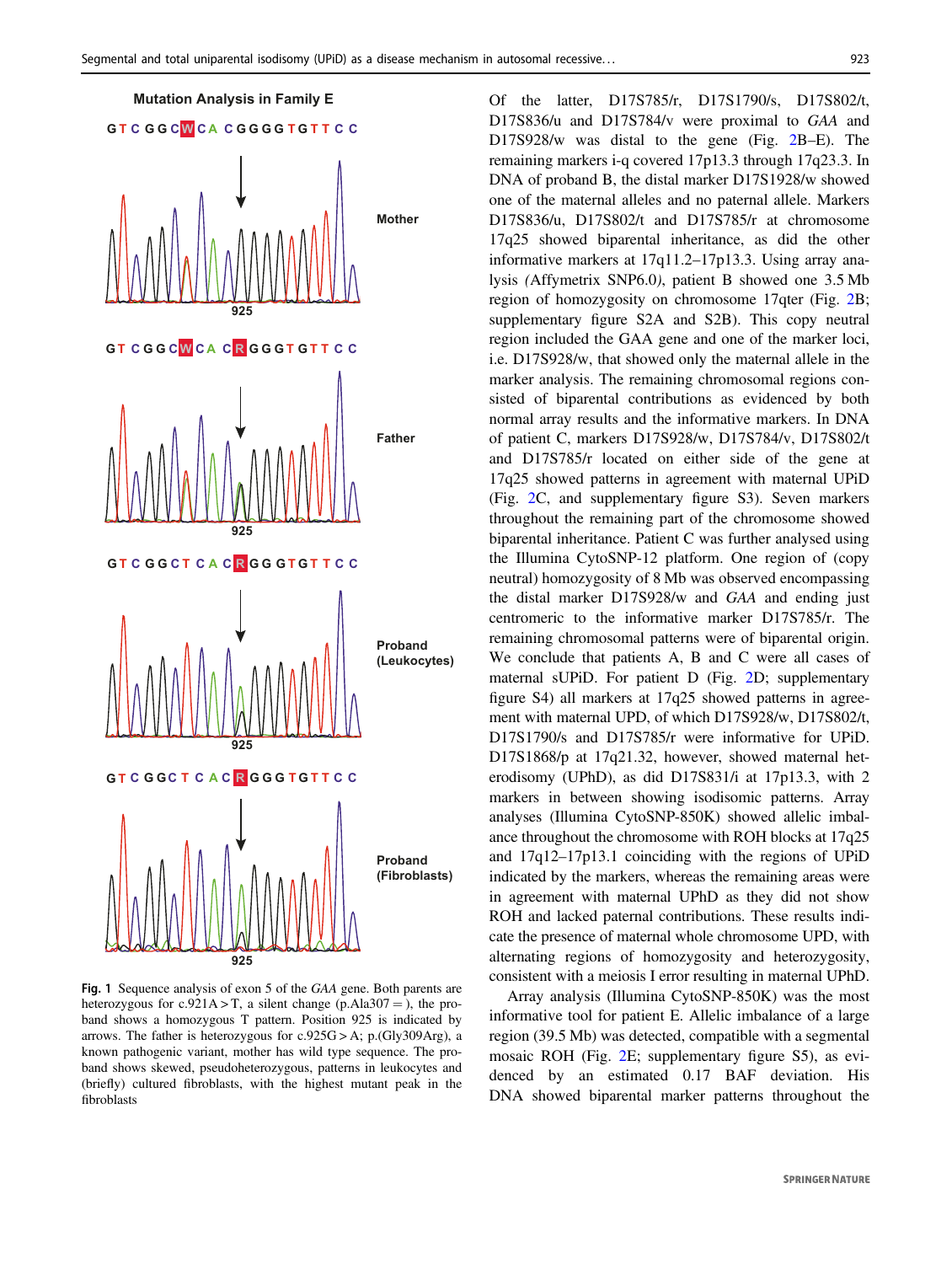**Mutation Analysis in Family E**

Fig. 1 Sequence analysis of exon 5 of the *GAA* gene. Both parents are heterozygous for c.921A > T, a silent change (p.Ala307 = ), the proband shows a homozygous T pattern. Position 925 is indicated by arrows. The father is heterozygous for c.925G > A; p.(Gly309Arg), a known pathogenic variant, mother has wild type sequence. The proband shows skewed, pseudoheterozygous, patterns in leukocytes and (briefly) cultured fibroblasts, with the highest mutant peak in the fibroblasts

Of the latter, D17S785/r, D17S1790/s, D17S802/t, D17S836/u and D17S784/v were proximal to *GAA* and D17S928/w was distal to the gene (Fig. 2B–E). The remaining markers i-q covered 17p13.3 through 17q23.3. In DNA of proband B, the distal marker D17S1928/w showed one of the maternal alleles and no paternal allele. Markers D17S836/u, D17S802/t and D17S785/r at chromosome 17q25 showed biparental inheritance, as did the other informative markers at 17q11.2–17p13.3. Using array analysis (Affymetrix SNP6.0), patient B showed one 3.5 Mb region of homozygosity on chromosome 17qter (Fig. 2B; supplementary figure S2A and S2B). This copy neutral region included the GAA gene and one of the marker loci, i.e. D17S928/w, that showed only the maternal allele in the marker analysis. The remaining chromosomal regions consisted of biparental contributions as evidenced by both normal array results and the informative markers. In DNA of patient C, markers D17S928/w, D17S784/v, D17S802/t and D17S785/r located on either side of the gene at 17q25 showed patterns in agreement with maternal UPiD (Fig. 2C, and supplementary figure S3). Seven markers throughout the remaining part of the chromosome showed biparental inheritance. Patient C was further analysed using the Illumina CytoSNP-12 platform. One region of (copy neutral) homozygosity of 8 Mb was observed encompassing the distal marker D17S928/w and *GAA* and ending just centromeric to the informative marker D17S785/r. The remaining chromosomal patterns were of biparental origin. We conclude that patients A, B and C were all cases of maternal sUPiD. For patient D (Fig. 2D; supplementary figure S4) all markers at 17q25 showed patterns in agreement with maternal UPD, of which D17S928/w, D17S802/t, D17S1790/s and D17S785/r were informative for UPiD. D17S1868/p at 17q21.32, however, showed maternal heterodisomy (UPhD), as did D17S831/i at 17p13.3, with 2 markers in between showing isodisomic patterns. Array analyses (Illumina CytoSNP-850K) showed allelic imbalance throughout the chromosome with ROH blocks at 17q25 and 17q12–17p13.1 coinciding with the regions of UPiD indicated by the markers, whereas the remaining areas were in agreement with maternal UPhD as they did not show ROH and lacked paternal contributions. These results indicate the presence of maternal whole chromosome UPD, with alternating regions of homozygosity and heterozygosity, consistent with a meiosis I error resulting in maternal UPhD.

Array analysis (Illumina CytoSNP-850K) was the most informative tool for patient E. Allelic imbalance of a large region (39.5 Mb) was detected, compatible with a segmental mosaic ROH (Fig. 2E; supplementary figure S5), as evidenced by an estimated 0.17 BAF deviation. His DNA showed biparental marker patterns throughout the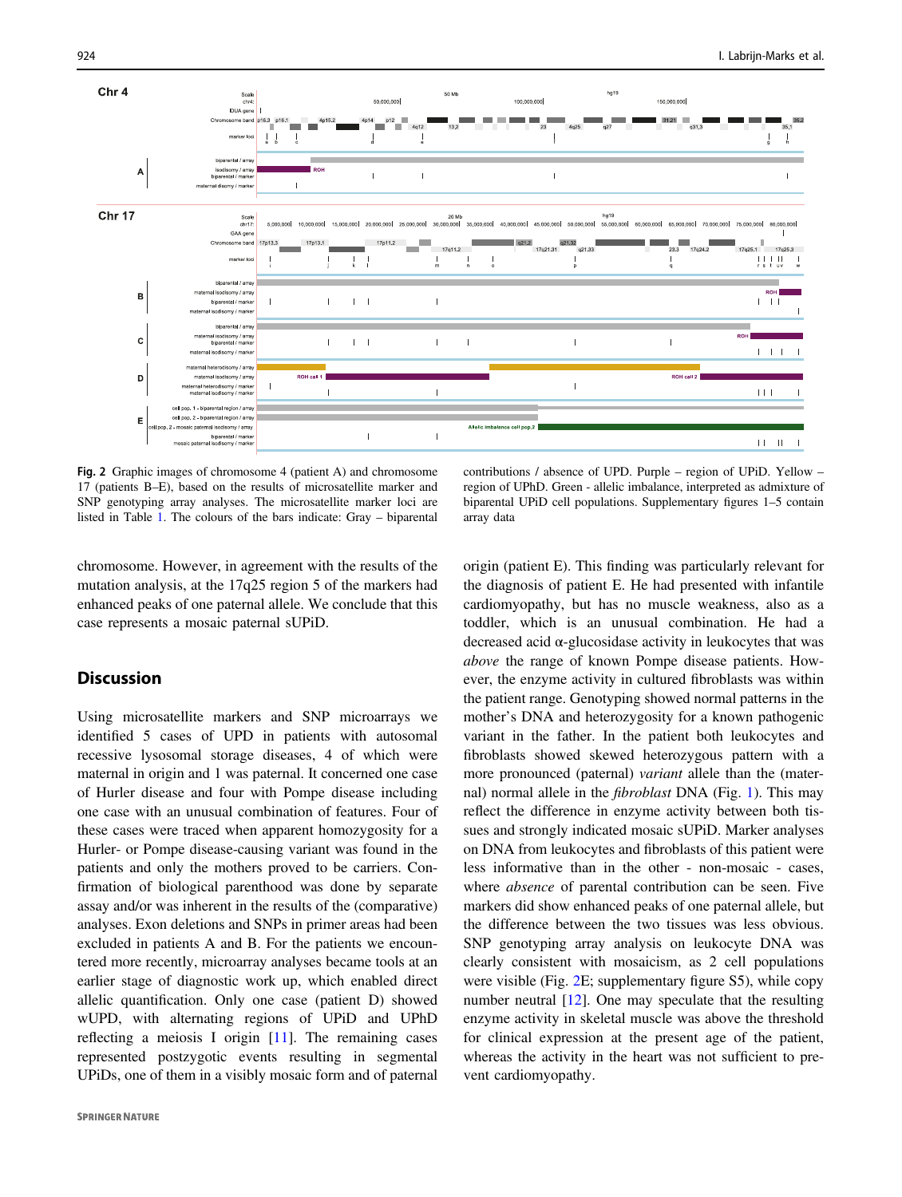Fig. 2 Graphic images of chromosome 4 (patient A) and chromosome 17 (patients B–E), based on the results of microsatellite marker and SNP genotyping array analyses. The microsatellite marker loci are listed in Table 1. The colours of the bars indicate: Gray – biparental contributions / absence of UPD. Purple – region of UPiD. Yellow – region of UPhD. Green - allelic imbalance, interpreted as admixture of biparental UPiD cell populations. Supplementary figures 1–5 contain array data

chromosome. However, in agreement with the results of the mutation analysis, at the 17q25 region 5 of the markers had enhanced peaks of one paternal allele. We conclude that this case represents a mosaic paternal sUPiD.

## Discussion

Using microsatellite markers and SNP microarrays we identified 5 cases of UPD in patients with autosomal recessive lysosomal storage diseases, 4 of which were maternal in origin and 1 was paternal. It concerned one case of Hurler disease and four with Pompe disease including one case with an unusual combination of features. Four of these cases were traced when apparent homozygosity for a Hurler- or Pompe disease-causing variant was found in the patients and only the mothers proved to be carriers. Confirmation of biological parenthood was done by separate assay and/or was inherent in the results of the (comparative) analyses. Exon deletions and SNPs in primer areas had been excluded in patients A and B. For the patients we encountered more recently, microarray analyses became tools at an earlier stage of diagnostic work up, which enabled direct allelic quantification. Only one case (patient D) showed wUPD, with alternating regions of UPiD and UPhD reflecting a meiosis I origin [11]. The remaining cases represented postzygotic events resulting in segmental UPiDs, one of them in a visibly mosaic form and of paternal origin (patient E). This finding was particularly relevant for the diagnosis of patient E. He had presented with infantile cardiomyopathy, but has no muscle weakness, also as a toddler, which is an unusual combination. He had a decreased acid α-glucosidase activity in leukocytes that was *above* the range of known Pompe disease patients. However, the enzyme activity in cultured fibroblasts was within the patient range. Genotyping showed normal patterns in the mother's DNA and heterozygosity for a known pathogenic variant in the father. In the patient both leukocytes and fibroblasts showed skewed heterozygous pattern with a more pronounced (paternal) *variant* allele than the (maternal) normal allele in the *fibroblast* DNA (Fig. 1). This may reflect the difference in enzyme activity between both tissues and strongly indicated mosaic sUPiD. Marker analyses on DNA from leukocytes and fibroblasts of this patient were less informative than in the other - non-mosaic - cases, where *absence* of parental contribution can be seen. Five markers did show enhanced peaks of one paternal allele, but the difference between the two tissues was less obvious. SNP genotyping array analysis on leukocyte DNA was clearly consistent with mosaicism, as 2 cell populations were visible (Fig. 2E; supplementary figure S5), while copy number neutral [12]. One may speculate that the resulting enzyme activity in skeletal muscle was above the threshold for clinical expression at the present age of the patient, whereas the activity in the heart was not sufficient to prevent cardiomyopathy.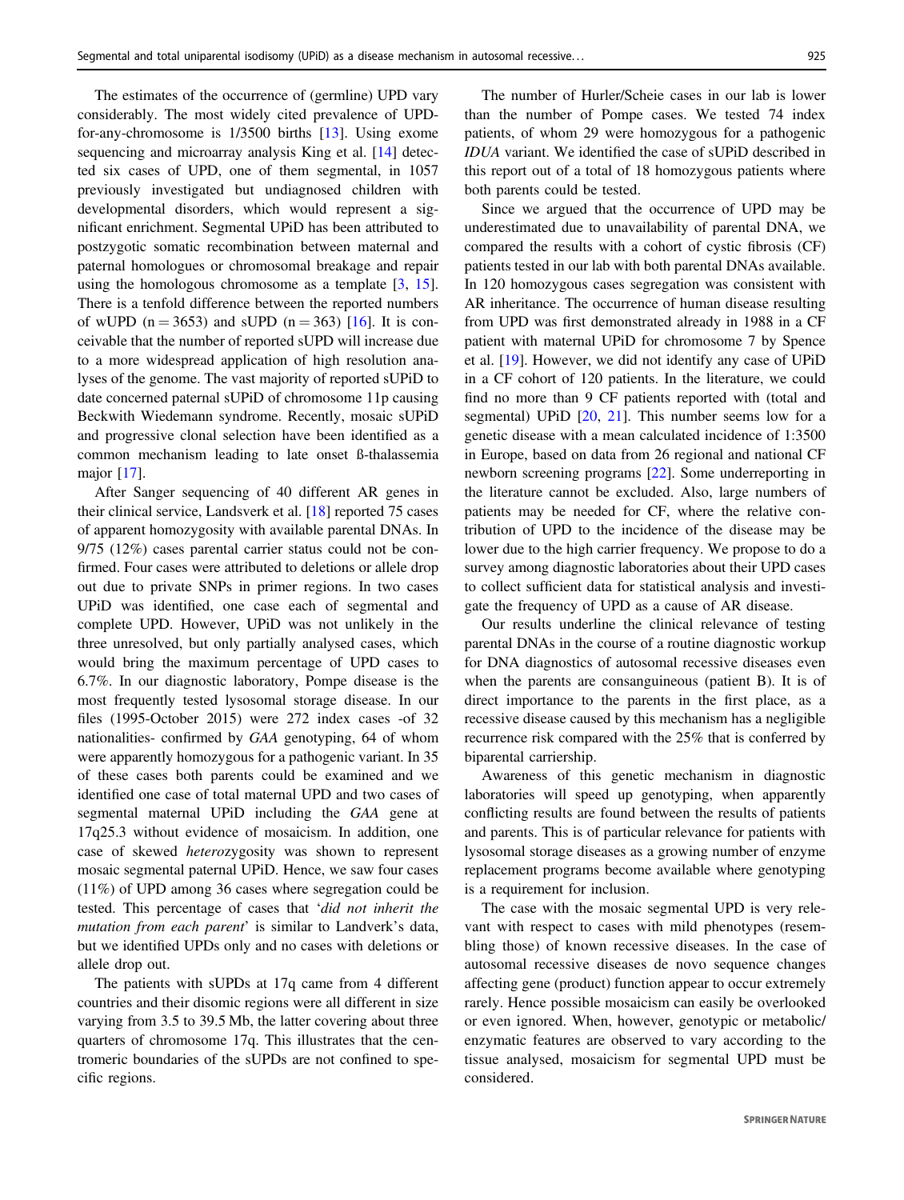The estimates of the occurrence of (germline) UPD vary considerably. The most widely cited prevalence of UPD-for-any-chromosome is 1/3500 births [13]. Using exome sequencing and microarray analysis King et al. [14] detected six cases of UPD, one of them segmental, in 1057 previously investigated but undiagnosed children with developmental disorders, which would represent a significant enrichment. Segmental UPiD has been attributed to postzygotic somatic recombination between maternal and paternal homologues or chromosomal breakage and repair using the homologous chromosome as a template [3, 15]. There is a tenfold difference between the reported numbers of wUPD ($n = 3653$) and sUPD ($n = 363$) [16]. It is conceivable that the number of reported sUPD will increase due to a more widespread application of high resolution analyses of the genome. The vast majority of reported sUPiD to date concerned paternal sUPiD of chromosome 11p causing Beckwith Wiedemann syndrome. Recently, mosaic sUPiD and progressive clonal selection have been identified as a common mechanism leading to late onset ß-thalassemia major [17].

After Sanger sequencing of 40 different AR genes in their clinical service, Landsverk et al. [18] reported 75 cases of apparent homozygosity with available parental DNAs. In 9/75 (12%) cases parental carrier status could not be confirmed. Four cases were attributed to deletions or allele drop out due to private SNPs in primer regions. In two cases UPiD was identified, one case each of segmental and complete UPD. However, UPiD was not unlikely in the three unresolved, but only partially analysed cases, which would bring the maximum percentage of UPD cases to 6.7%. In our diagnostic laboratory, Pompe disease is the most frequently tested lysosomal storage disease. In our files (1995-October 2015) were 272 index cases -of 32 nationalities- confirmed by *GAA* genotyping, 64 of whom were apparently homozygous for a pathogenic variant. In 35 of these cases both parents could be examined and we identified one case of total maternal UPD and two cases of segmental maternal UPiD including the *GAA* gene at 17q25.3 without evidence of mosaicism. In addition, one case of skewed *hetero*zygosity was shown to represent mosaic segmental paternal UPiD. Hence, we saw four cases (11%) of UPD among 36 cases where segregation could be tested. This percentage of cases that '*did not inherit the mutation from each parent*' is similar to Landverk's data, but we identified UPDs only and no cases with deletions or allele drop out.

The patients with sUPDs at 17q came from 4 different countries and their disomic regions were all different in size varying from 3.5 to 39.5 Mb, the latter covering about three quarters of chromosome 17q. This illustrates that the centromeric boundaries of the sUPDs are not confined to specific regions.

The number of Hurler/Scheie cases in our lab is lower than the number of Pompe cases. We tested 74 index patients, of whom 29 were homozygous for a pathogenic *IDUA* variant. We identified the case of sUPiD described in this report out of a total of 18 homozygous patients where both parents could be tested.

Since we argued that the occurrence of UPD may be underestimated due to unavailability of parental DNA, we compared the results with a cohort of cystic fibrosis (CF) patients tested in our lab with both parental DNAs available. In 120 homozygous cases segregation was consistent with AR inheritance. The occurrence of human disease resulting from UPD was first demonstrated already in 1988 in a CF patient with maternal UPiD for chromosome 7 by Spence et al. [19]. However, we did not identify any case of UPiD in a CF cohort of 120 patients. In the literature, we could find no more than 9 CF patients reported with (total and segmental) UPiD [20, 21]. This number seems low for a genetic disease with a mean calculated incidence of 1:3500 in Europe, based on data from 26 regional and national CF newborn screening programs [22]. Some underreporting in the literature cannot be excluded. Also, large numbers of patients may be needed for CF, where the relative contribution of UPD to the incidence of the disease may be lower due to the high carrier frequency. We propose to do a survey among diagnostic laboratories about their UPD cases to collect sufficient data for statistical analysis and investigate the frequency of UPD as a cause of AR disease.

Our results underline the clinical relevance of testing parental DNAs in the course of a routine diagnostic workup for DNA diagnostics of autosomal recessive diseases even when the parents are consanguineous (patient B). It is of direct importance to the parents in the first place, as a recessive disease caused by this mechanism has a negligible recurrence risk compared with the 25% that is conferred by biparental carriership.

Awareness of this genetic mechanism in diagnostic laboratories will speed up genotyping, when apparently conflicting results are found between the results of patients and parents. This is of particular relevance for patients with lysosomal storage diseases as a growing number of enzyme replacement programs become available where genotyping is a requirement for inclusion.

The case with the mosaic segmental UPD is very relevant with respect to cases with mild phenotypes (resembling those) of known recessive diseases. In the case of autosomal recessive diseases de novo sequence changes affecting gene (product) function appear to occur extremely rarely. Hence possible mosaicism can easily be overlooked or even ignored. When, however, genotypic or metabolic/enzymatic features are observed to vary according to the tissue analysed, mosaicism for segmental UPD must be considered.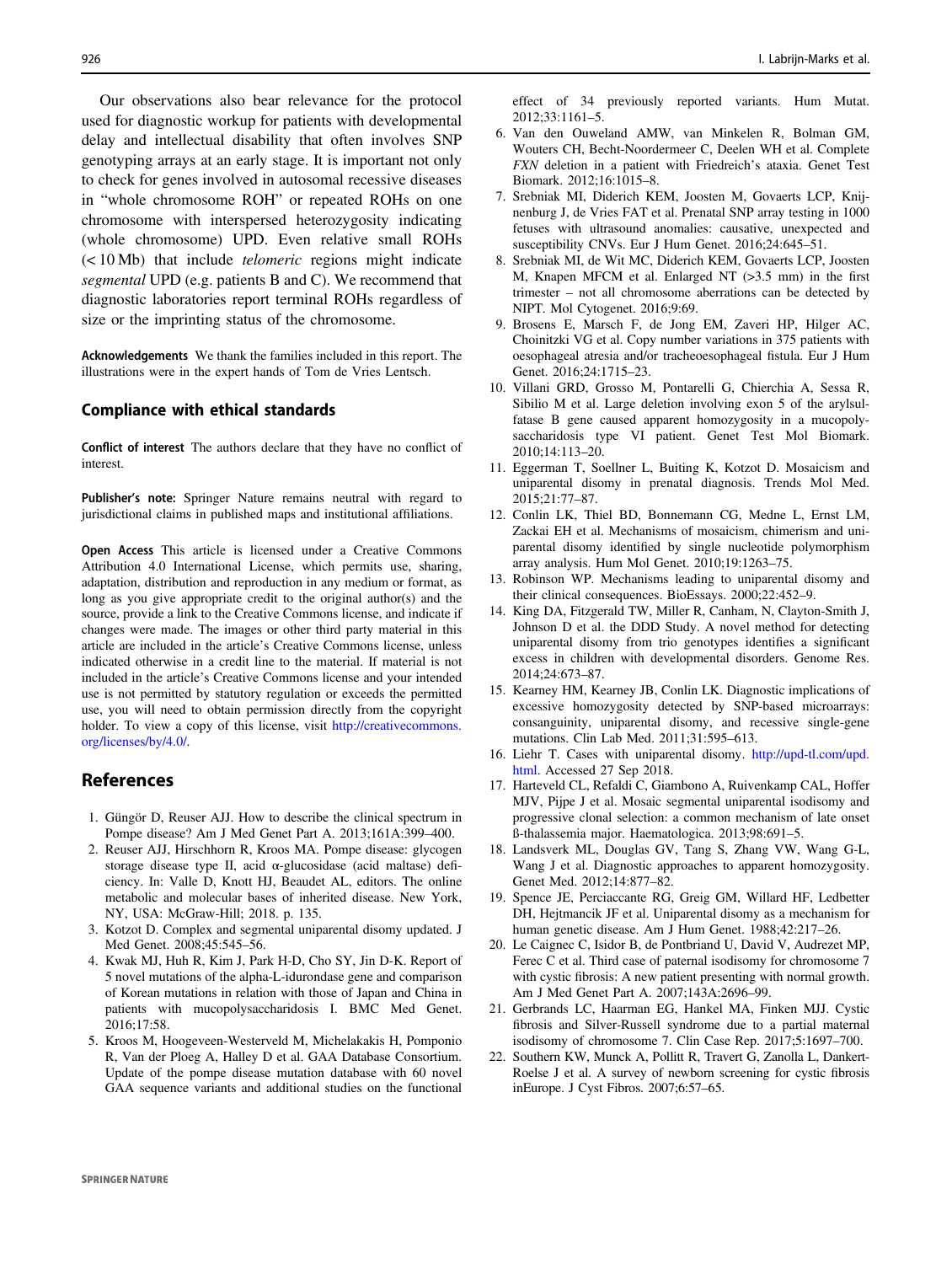Our observations also bear relevance for the protocol used for diagnostic workup for patients with developmental delay and intellectual disability that often involves SNP genotyping arrays at an early stage. It is important not only to check for genes involved in autosomal recessive diseases in "whole chromosome ROH" or repeated ROHs on one chromosome with interspersed heterozygosity indicating (whole chromosome) UPD. Even relative small ROHs (< 10 Mb) that include *telomeric* regions might indicate *segmental* UPD (e.g. patients B and C). We recommend that diagnostic laboratories report terminal ROHs regardless of size or the imprinting status of the chromosome.

**Acknowledgements** We thank the families included in this report. The illustrations were in the expert hands of Tom de Vries Lentsch.

## Compliance with ethical standards

**Conflict of interest** The authors declare that they have no conflict of interest.

**Publisher's note:** Springer Nature remains neutral with regard to jurisdictional claims in published maps and institutional affiliations.

**Open Access** This article is licensed under a Creative Commons Attribution 4.0 International License, which permits use, sharing, adaptation, distribution and reproduction in any medium or format, as long as you give appropriate credit to the original author(s) and the source, provide a link to the Creative Commons license, and indicate if changes were made. The images or other third party material in this article are included in the article's Creative Commons license, unless indicated otherwise in a credit line to the material. If material is not included in the article's Creative Commons license and your intended use is not permitted by statutory regulation or exceeds the permitted use, you will need to obtain permission directly from the copyright holder. To view a copy of this license, visit http://creativecommons.org/licenses/by/4.0/.

## References

1. Güngör D, Reuser AJJ. How to describe the clinical spectrum in Pompe disease? Am J Med Genet Part A. 2013;161A:399–400.
2. Reuser AJJ, Hirschhorn R, Kroos MA. Pompe disease: glycogen storage disease type II, acid α-glucosidase (acid maltase) deficiency. In: Valle D, Knott HJ, Beaudet AL, editors. The online metabolic and molecular bases of inherited disease. New York, NY, USA: McGraw-Hill; 2018. p. 135.
3. Kotzot D. Complex and segmental uniparental disomy updated. J Med Genet. 2008;45:545–56.
4. Kwak MJ, Huh R, Kim J, Park H-D, Cho SY, Jin D-K. Report of 5 novel mutations of the alpha-L-iduronidase gene and comparison of Korean mutations in relation with those of Japan and China in patients with mucopolysaccharidosis I. BMC Med Genet. 2016;17:58.
5. Kroos M, Hoogeveen-Westerveld M, Michelakakis H, Pomponio R, Van der Ploeg A, Halley D et al. GAA Database Consortium. Update of the pompe disease mutation database with 60 novel GAA sequence variants and additional studies on the functional effect of 34 previously reported variants. Hum Mutat. 2012;33:1161–5.
6. Van den Ouweland AMW, van Minkelen R, Bolman GM, Wouters CH, Becht-Noordermeer C, Deelen WH et al. Complete *FXN* deletion in a patient with Friedreich's ataxia. Genet Test Biomark. 2012;16:1015–8.
7. Srebniak MI, Diderich KEM, Joosten M, Govaerts LCP, Knijnenburg J, de Vries FAT et al. Prenatal SNP array testing in 1000 fetuses with ultrasound anomalies: causative, unexpected and susceptibility CNVs. Eur J Hum Genet. 2016;24:645–51.
8. Srebniak MI, de Wit MC, Diderich KEM, Govaerts LCP, Joosten M, Knapen MFCM et al. Enlarged NT (>3.5 mm) in the first trimester – not all chromosome aberrations can be detected by NIPT. Mol Cytogenet. 2016;9:69.
9. Brosens E, Marsch F, de Jong EM, Zaveri HP, Hilger AC, Choinitzki VG et al. Copy number variations in 375 patients with oesophageal atresia and/or tracheoesophageal fistula. Eur J Hum Genet. 2016;24:1715–23.
10. Villani GRD, Grosso M, Pontarelli G, Chierchia A, Sessa R, Sibilio M et al. Large deletion involving exon 5 of the arylsulfatase B gene caused apparent homozygosity in a mucopolysaccharidosis type VI patient. Genet Test Mol Biomark. 2010;14:113–20.
11. Eggerman T, Soellner L, Buiting K, Kotzot D. Mosaicism and uniparental disomy in prenatal diagnosis. Trends Mol Med. 2015;21:77–87.
12. Conlin LK, Thiel BD, Bonnemann CG, Medne L, Ernst LM, Zackai EH et al. Mechanisms of mosaicism, chimerism and uniparental disomy identified by single nucleotide polymorphism array analysis. Hum Mol Genet. 2010;19:1263–75.
13. Robinson WP. Mechanisms leading to uniparental disomy and their clinical consequences. BioEssays. 2000;22:452–9.
14. King DA, Fitzgerald TW, Miller R, Canham, N, Clayton-Smith J, Johnson D et al. the DDD Study. A novel method for detecting uniparental disomy from trio genotypes identifies a significant excess in children with developmental disorders. Genome Res. 2014;24:673–87.
15. Kearney HM, Kearney JB, Conlin LK. Diagnostic implications of excessive homozygosity detected by SNP-based microarrays: consanguinity, uniparental disomy, and recessive single-gene mutations. Clin Lab Med. 2011;31:595–613.
16. Liehr T. Cases with uniparental disomy. http://upd-tl.com/upd.html. Accessed 27 Sep 2018.
17. Harteveld CL, Refaldi C, Giambono A, Ruivenkamp CAL, Hoffer MJV, Pijpe J et al. Mosaic segmental uniparental isodisomy and progressive clonal selection: a common mechanism of late onset ß-thalassemia major. Haematologica. 2013;98:691–5.
18. Landsverk ML, Douglas GV, Tang S, Zhang VW, Wang G-L, Wang J et al. Diagnostic approaches to apparent homozygosity. Genet Med. 2012;14:877–82.
19. Spence JE, Perciaccante RG, Greig GM, Willard HF, Ledbetter DH, Hejtmancik JF et al. Uniparental disomy as a mechanism for human genetic disease. Am J Hum Genet. 1988;42:217–26.
20. Le Caignec C, Isidor B, de Pontbriand U, David V, Audrezet MP, Ferec C et al. Third case of paternal isodisomy for chromosome 7 with cystic fibrosis: A new patient presenting with normal growth. Am J Med Genet Part A. 2007;143A:2696–99.
21. Gerbrands LC, Haarman EG, Hankel MA, Finken MJJ. Cystic fibrosis and Silver-Russell syndrome due to a partial maternal isodisomy of chromosome 7. Clin Case Rep. 2017;5:1697–700.
22. Southern KW, Munck A, Pollitt R, Travert G, Zanolla L, Dankert-Roelse J et al. A survey of newborn screening for cystic fibrosis inEurope. J Cyst Fibros. 2007;6:57–65.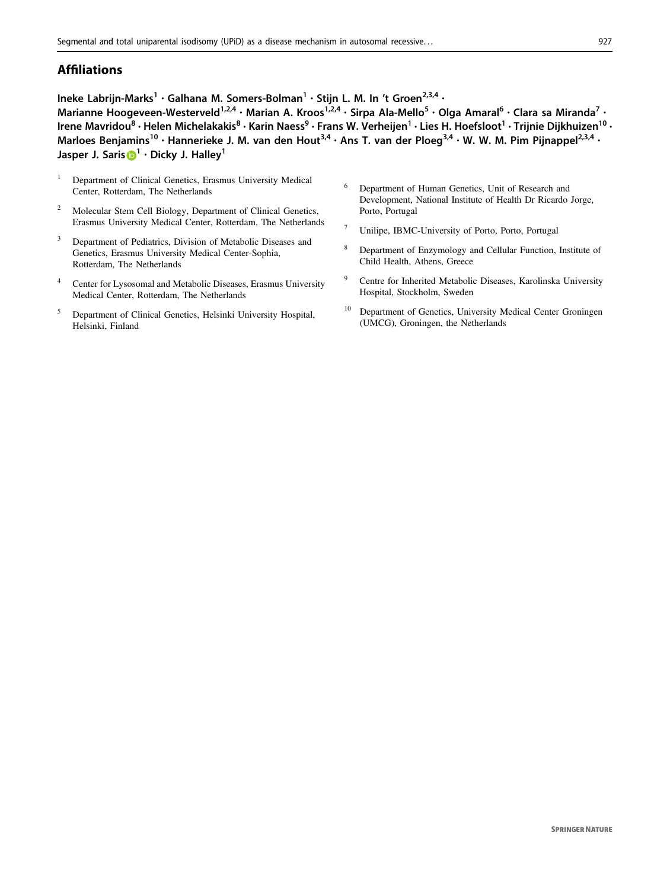## Affiliations

**Ineke Labrijn-Marks[1] · Galhana M. Somers-Bolman[1] · Stijn L. M. In 't Groen[2,3,4] · Marianne Hoogeveen-Westerveld[1,2,4] · Marian A. Kroos[1,2,4] · Sirpa Ala-Mello[5] · Olga Amaral[6] · Clara sa Miranda[7] · Irene Mavridou[8] · Helen Michelakakis[8] · Karin Naess[9] · Frans W. Verheijen[1] · Lies H. Hoefsloot[1] · Trijnie Dijkhuizen[10] · Marloes Benjamins[10] · Hannerieke J. M. van den Hout[3,4] · Ans T. van der Ploeg[3,4] · W. W. M. Pim Pijnappel[2,3,4] · Jasper J. Saris[1] · Dicky J. Halley[1]**

1. Department of Clinical Genetics, Erasmus University Medical Center, Rotterdam, The Netherlands
2. Molecular Stem Cell Biology, Department of Clinical Genetics, Erasmus University Medical Center, Rotterdam, The Netherlands
3. Department of Pediatrics, Division of Metabolic Diseases and Genetics, Erasmus University Medical Center-Sophia, Rotterdam, The Netherlands
4. Center for Lysosomal and Metabolic Diseases, Erasmus University Medical Center, Rotterdam, The Netherlands
5. Department of Clinical Genetics, Helsinki University Hospital, Helsinki, Finland
6. Department of Human Genetics, Unit of Research and Development, National Institute of Health Dr Ricardo Jorge, Porto, Portugal
7. Unilipe, IBMC-University of Porto, Porto, Portugal
8. Department of Enzymology and Cellular Function, Institute of Child Health, Athens, Greece
9. Centre for Inherited Metabolic Diseases, Karolinska University Hospital, Stockholm, Sweden
10. Department of Genetics, University Medical Center Groningen (UMCG), Groningen, the Netherlands